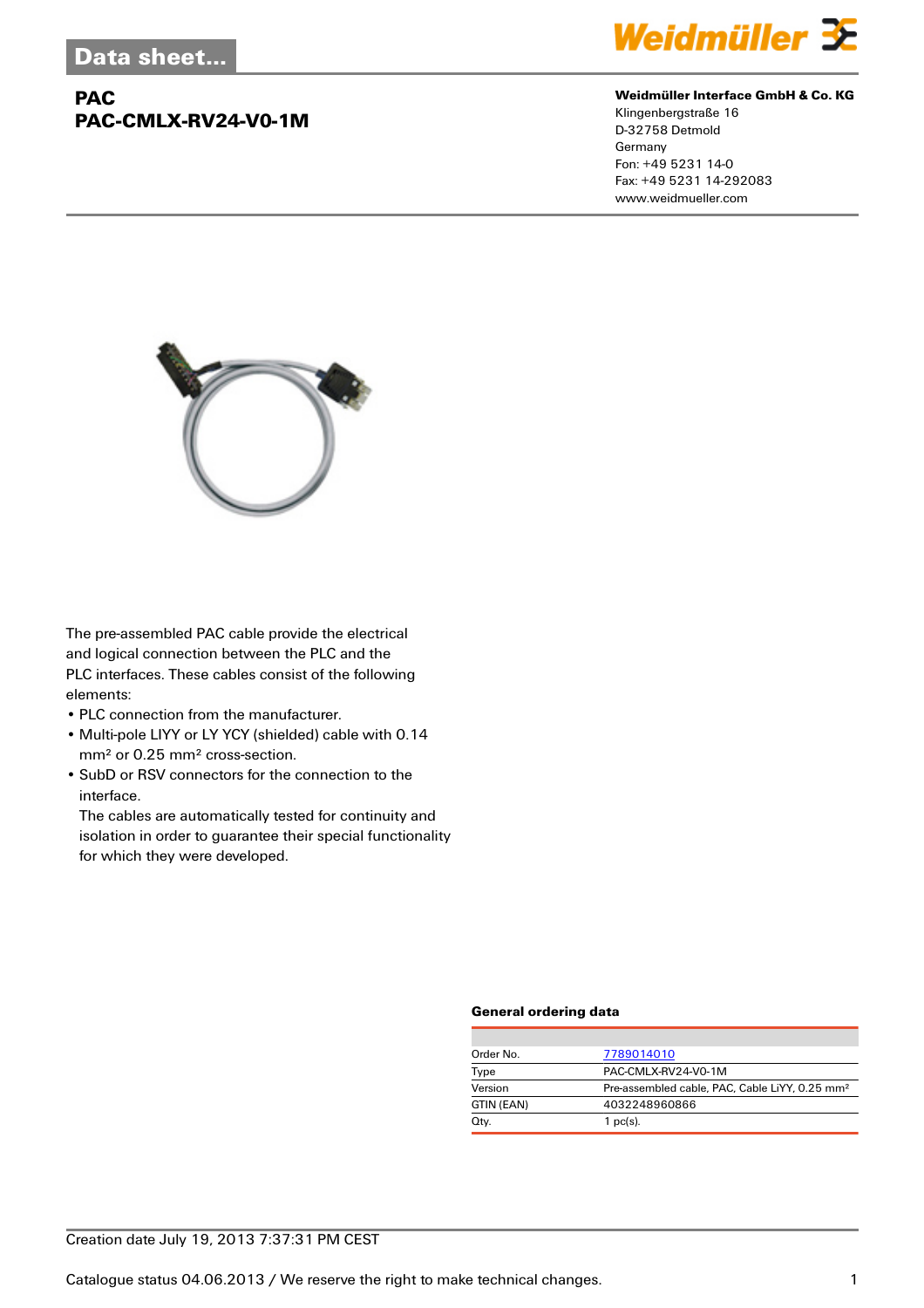Data sheet...

# PAC
## PAC-CMLX-RV24-V0-1M

**Weidmüller Interface GmbH & Co. KG**
Klingenbergstraße 16
D-32758 Detmold
Germany
Fon: +49 5231 14-0
Fax: +49 5231 14-292083
www.weidmueller.com

The pre-assembled PAC cable provide the electrical and logical connection between the PLC and the PLC interfaces. These cables consist of the following elements:

- PLC connection from the manufacturer.
- Multi-pole LIYY or LY YCY (shielded) cable with 0.14 mm² or 0.25 mm² cross-section.
- SubD or RSV connectors for the connection to the interface.
  The cables are automatically tested for continuity and isolation in order to guarantee their special functionality for which they were developed.

### General ordering data

| | |
|---|---|
| Order No. | 7789014010 |
| Type | PAC-CMLX-RV24-V0-1M |
| Version | Pre-assembled cable, PAC, Cable LiYY, 0.25 mm² |
| GTIN (EAN) | 4032248960866 |
| Qty. | 1 pc(s). |

Creation date July 19, 2013 7:37:31 PM CEST

Catalogue status 04.06.2013 / We reserve the right to make technical changes.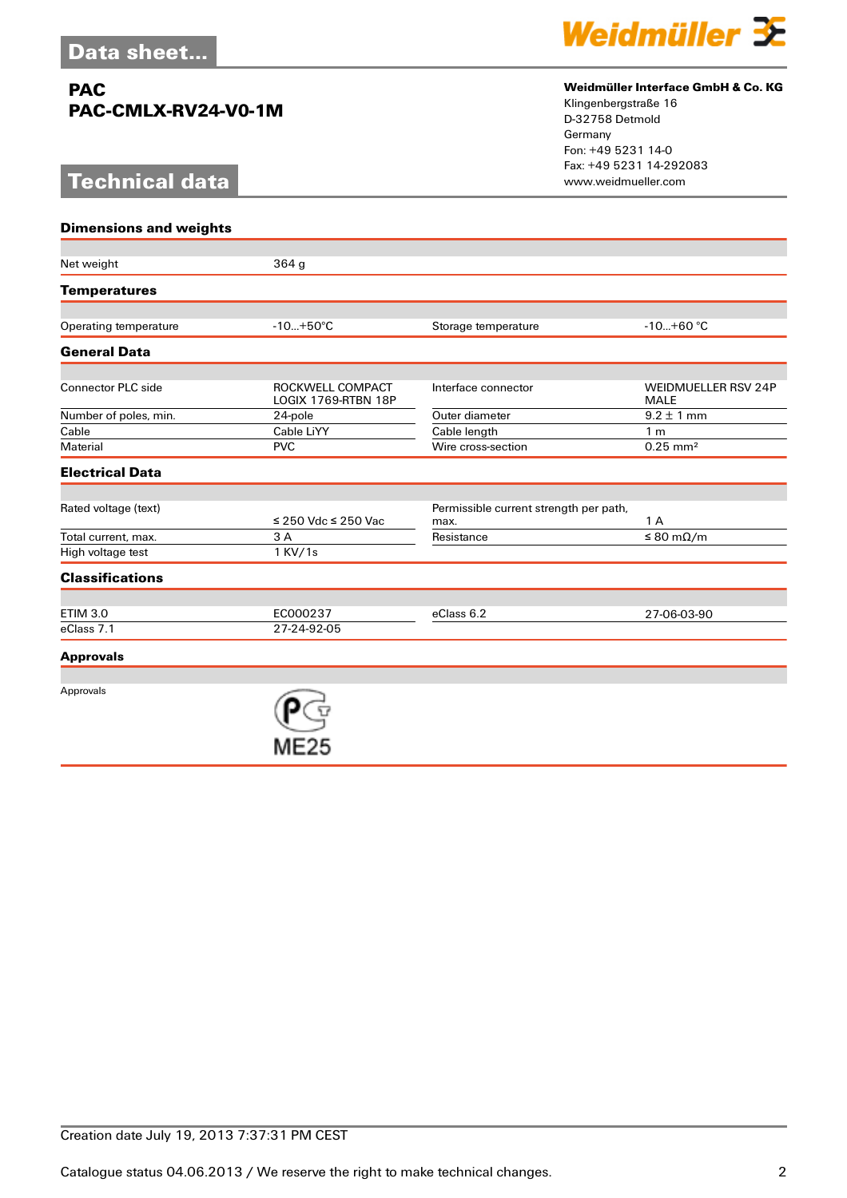# Data sheet...

## PAC
## PAC-CMLX-RV24-V0-1M

**Weidmüller Interface GmbH & Co. KG**
Klingenbergstraße 16
D-32758 Detmold
Germany
Fon: +49 5231 14-0
Fax: +49 5231 14-292083
www.weidmueller.com

# Technical data

### Dimensions and weights

| | | | |
|---|---|---|---|
| Net weight | 364 g | | |

### Temperatures

| | | | |
|---|---|---|---|
| Operating temperature | -10...+50°C | Storage temperature | -10...+60 °C |

### General Data

| | | | |
|---|---|---|---|
| Connector PLC side | ROCKWELL COMPACT LOGIX 1769-RTBN 18P | Interface connector | WEIDMUELLER RSV 24P MALE |
| Number of poles, min. | 24-pole | Outer diameter | 9.2 ± 1 mm |
| Cable | Cable LiYY | Cable length | 1 m |
| Material | PVC | Wire cross-section | 0.25 mm² |

### Electrical Data

| | | | |
|---|---|---|---|
| Rated voltage (text) | ≤ 250 Vdc ≤ 250 Vac | Permissible current strength per path, max. | 1 A |
| Total current, max. | 3 A | Resistance | ≤ 80 mΩ/m |
| High voltage test | 1 KV/1s | | |

### Classifications

| | | | |
|---|---|---|---|
| ETIM 3.0 | EC000237 | eClass 6.2 | 27-06-03-90 |
| eClass 7.1 | 27-24-92-05 | | |

### Approvals

Approvals

ME25

Creation date July 19, 2013 7:37:31 PM CEST

Catalogue status 04.06.2013 / We reserve the right to make technical changes.